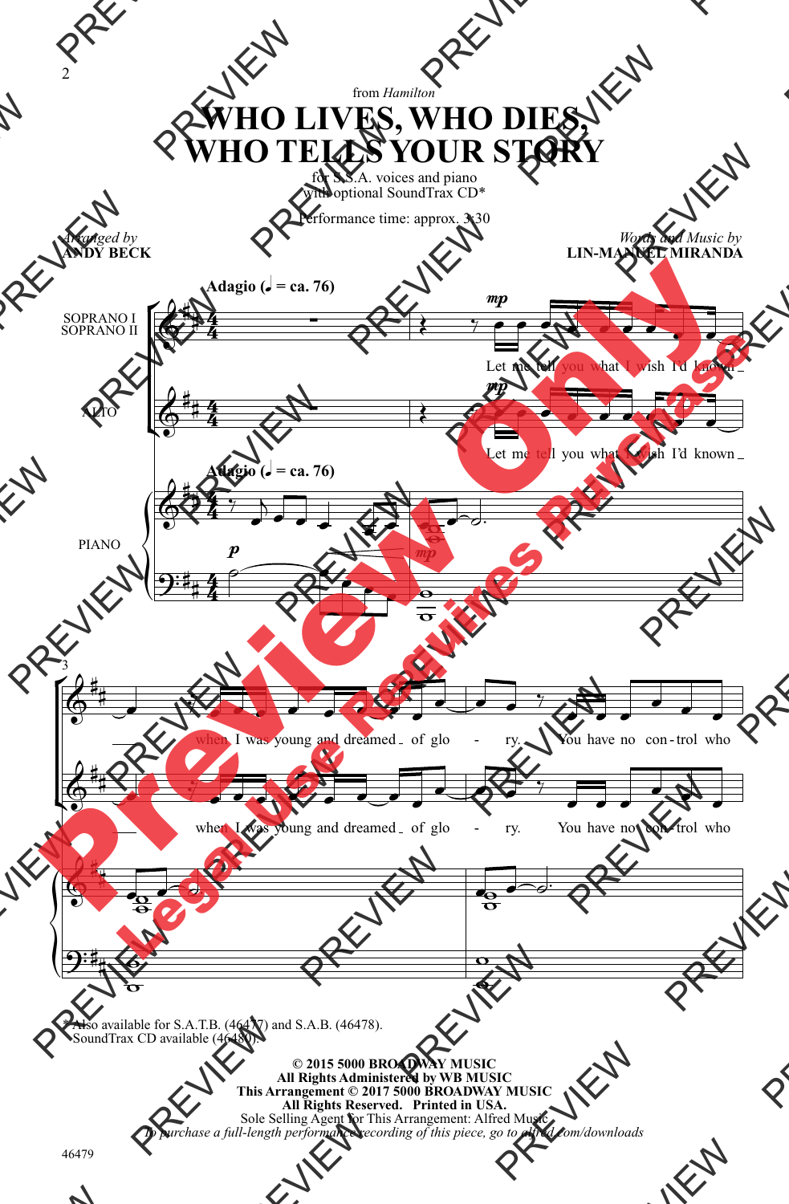from *Hamilton*

# WHO LIVES, WHO DIES, WHO TELLS YOUR STORY

for S.S.A. voices and piano
with optional SoundTrax CD*

Performance time: approx. 3:30

*Arranged by*
**ANDY BECK**

*Words and Music by*
**LIN-MANUEL MIRANDA**

**Adagio (♩ = ca. 76)**

SOPRANO I
SOPRANO II

ALTO

PIANO

*mp*

Let me tell you what I wish I'd known _ when I was young and dreamed _ of glo - ry. You have no con - trol who

*p* *mp*

\* Also available for S.A.T.B. (46477) and S.A.B. (46478).
SoundTrax CD available (46480).

**© 2015 5000 BROADWAY MUSIC**
**All Rights Administered by WB MUSIC**
**This Arrangement © 2017 5000 BROADWAY MUSIC**
**All Rights Reserved. Printed in USA.**
Sole Selling Agent for This Arrangement: Alfred Music
*To purchase a full-length performance recording of this piece, go to alfred.com/downloads*

46479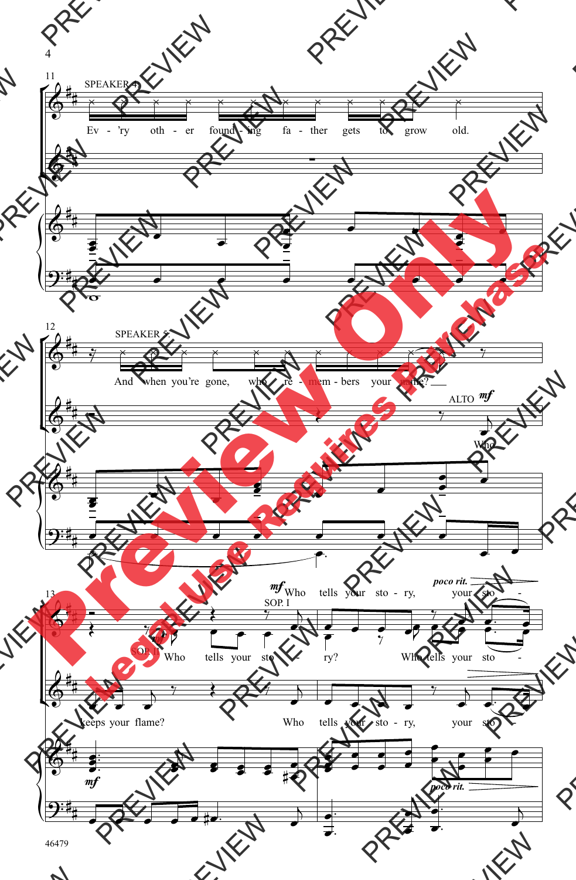SPEAKER 4

Ev - 'ry oth - er found - ing fa - ther gets to grow old.

SPEAKER 5

And when you're gone, who re - mem - bers your name?

ALTO *mf*

Who keeps your flame?

*mf* Who tells your sto - ry, *poco rit.* your sto -

SOP. I

SOP. II *mf* Who tells your sto - ry? Who tells your sto -

Who tells your sto - ry, your sto -

*mf*

*poco rit.*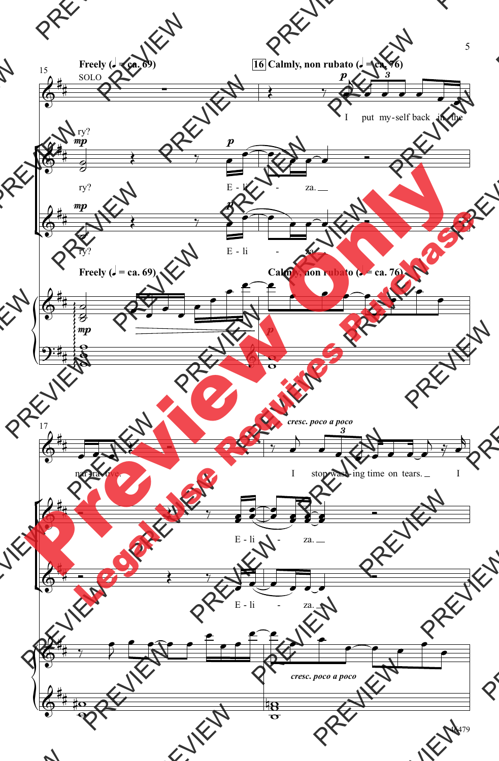**Freely (♩ = ca. 69)**

SOLO

**16 Calmly, non rubato (♩ = ca. 76)**

I put my-self back in the

ry?

E - li - za.

ry?

E - li - za.

**Freely (♩ = ca. 69)**

**Calmly, non rubato (♩ = ca. 76)**

*cresc. poco a poco*

nar - ra - tive.

I stop wast - ing time on tears. I

E - li - za.

E - li - za.

*cresc. poco a poco*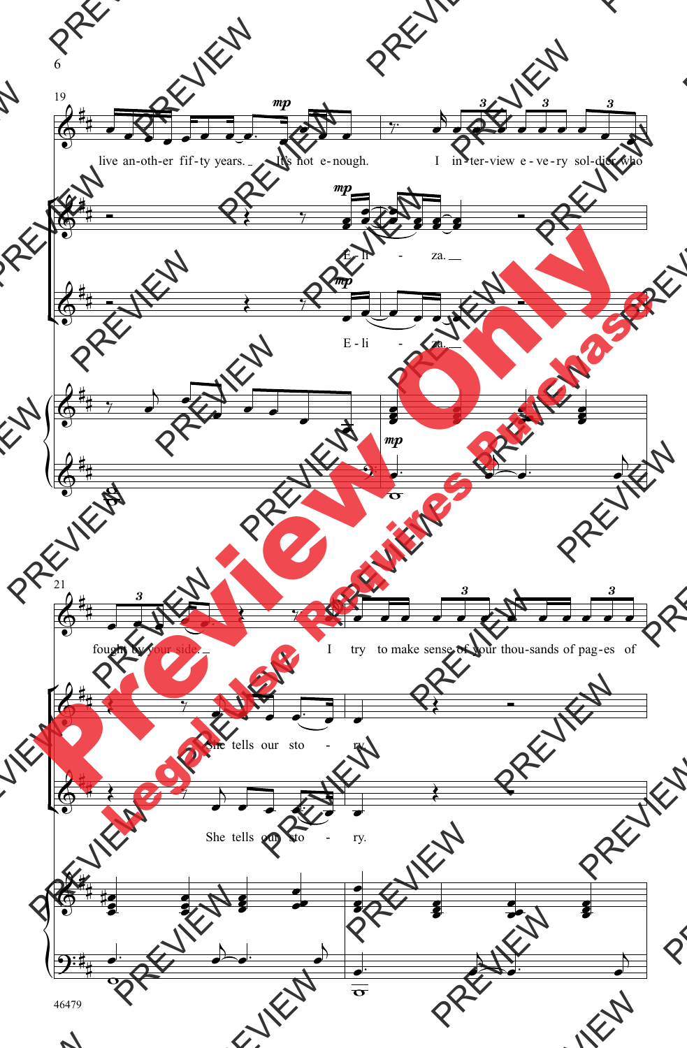live an-oth-er fif-ty years. It's not e-nough. I in-ter-view e-ve-ry sol-dier who

E - li - za.

E - li - za.

fought by your side. I try to make sense of your thou-sands of pag-es of

She tells our sto - ry.

She tells our sto - ry.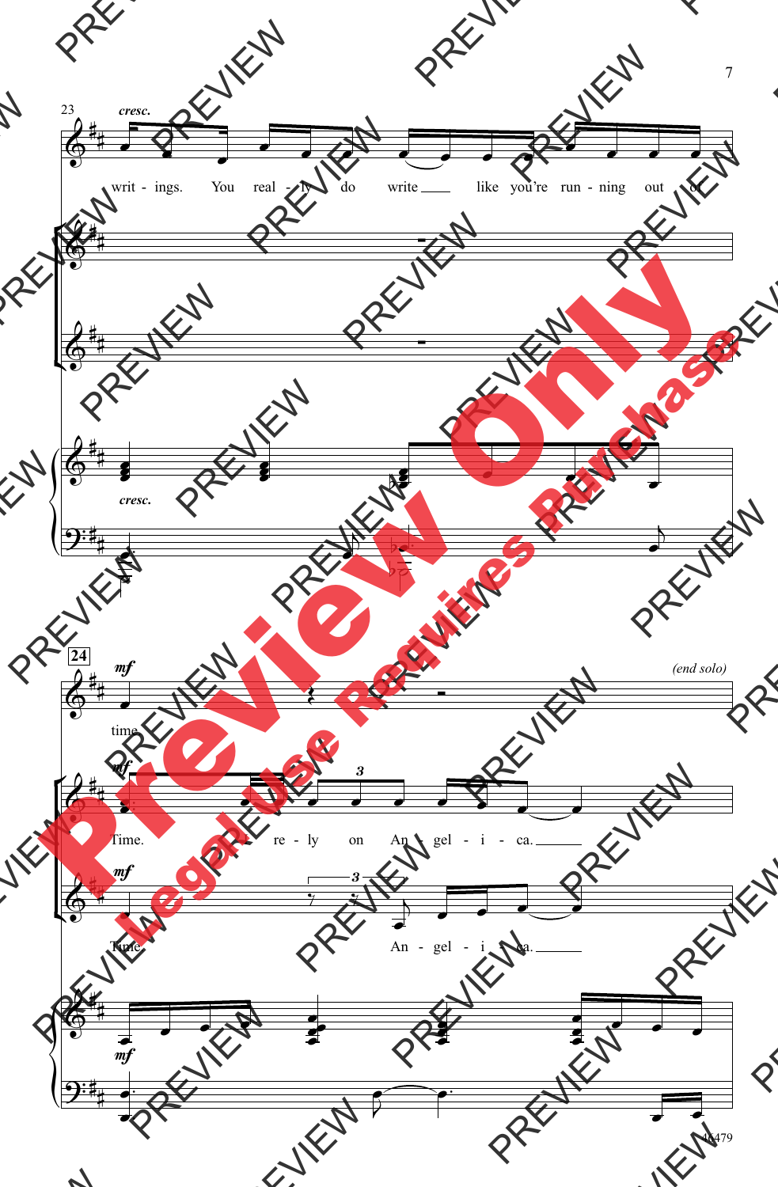23

*cresc.*

writ - ings. You real - ly do write ___ like you're run - ning out of

*cresc.*

24

*mf*

time.

*(end solo)*

*mf*

Time. re - ly on An - gel - i - ca. ___

*mf*

Time. An - gel - i - ca. ___

*mf*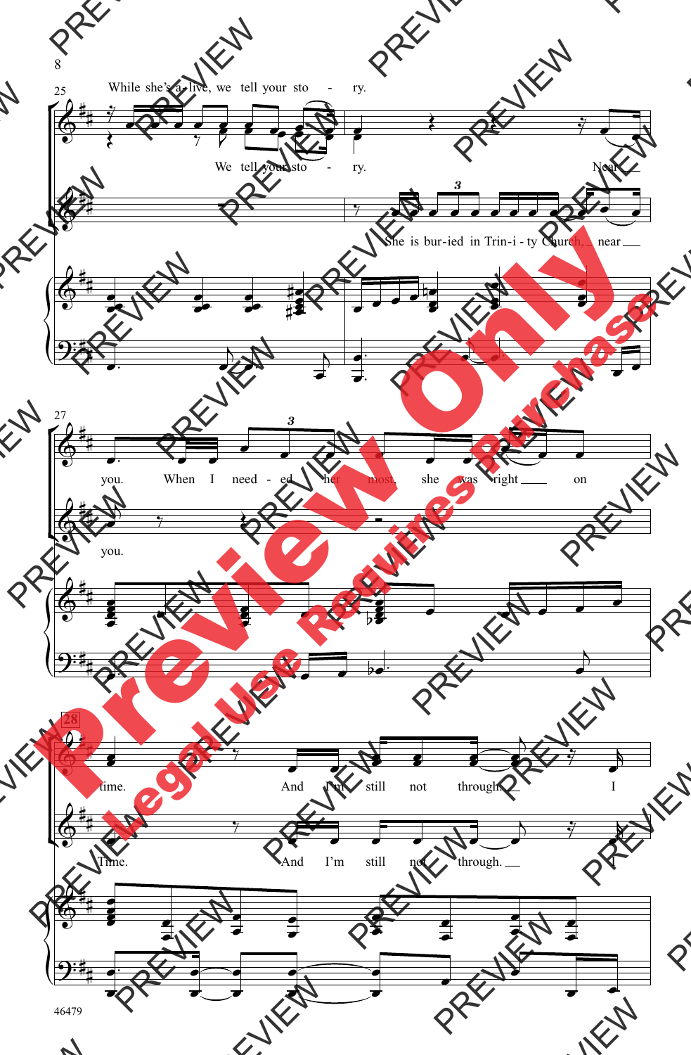While she's a-live, we tell your sto - ry.

We tell your sto - ry. Near

She is bur-ied in Trin-i-ty Church, near

you. When I need-ed her most, she was right on

you.

time. And I'm still not through. I

Time. And I'm still not through. I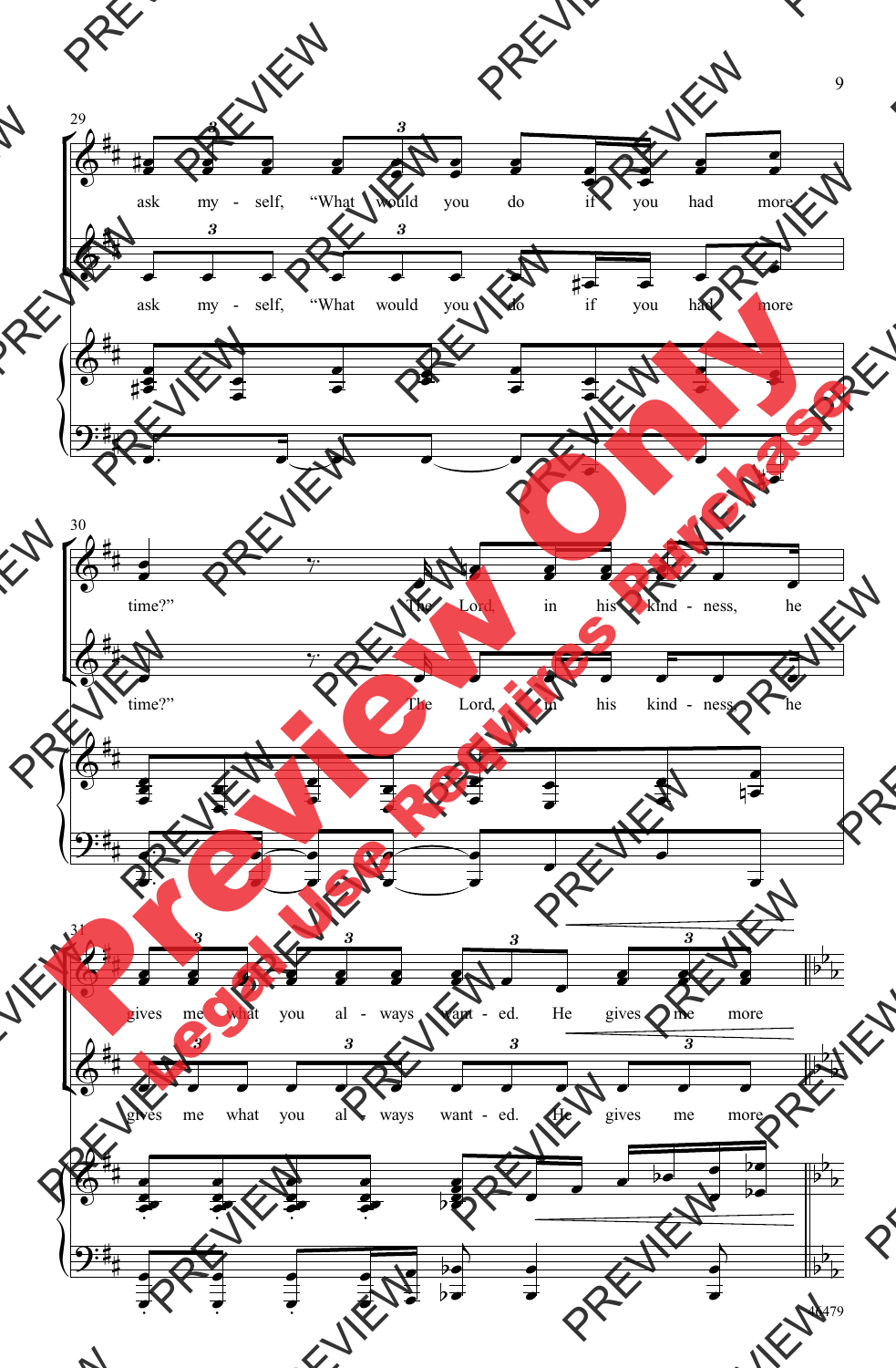29

ask my - self, "What would you do if you had more

ask my - self, "What would you do if you had more

30

time?" The Lord, in his kind - ness, he

time?" The Lord, in his kind - ness, he

31

gives me what you al - ways want - ed. He gives me more

gives me what you al - ways want - ed. He gives me more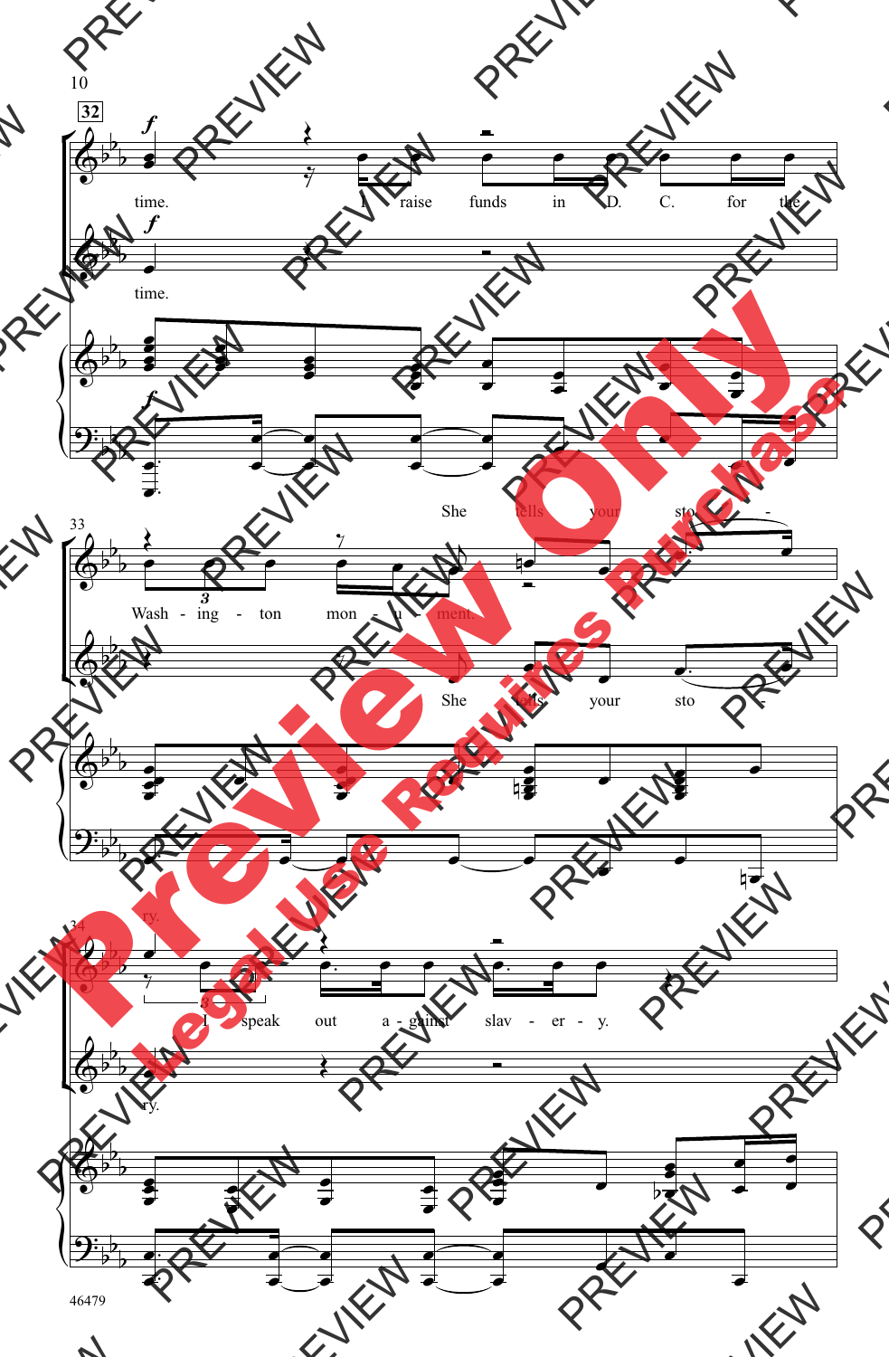32

time. I raise funds in D. C. for the

time.

She tells your sto -

33

Wash - ing - ton mon - u - ment.

She tells your sto -

ry.

34

I speak out a - gainst slav - er - y.

ry.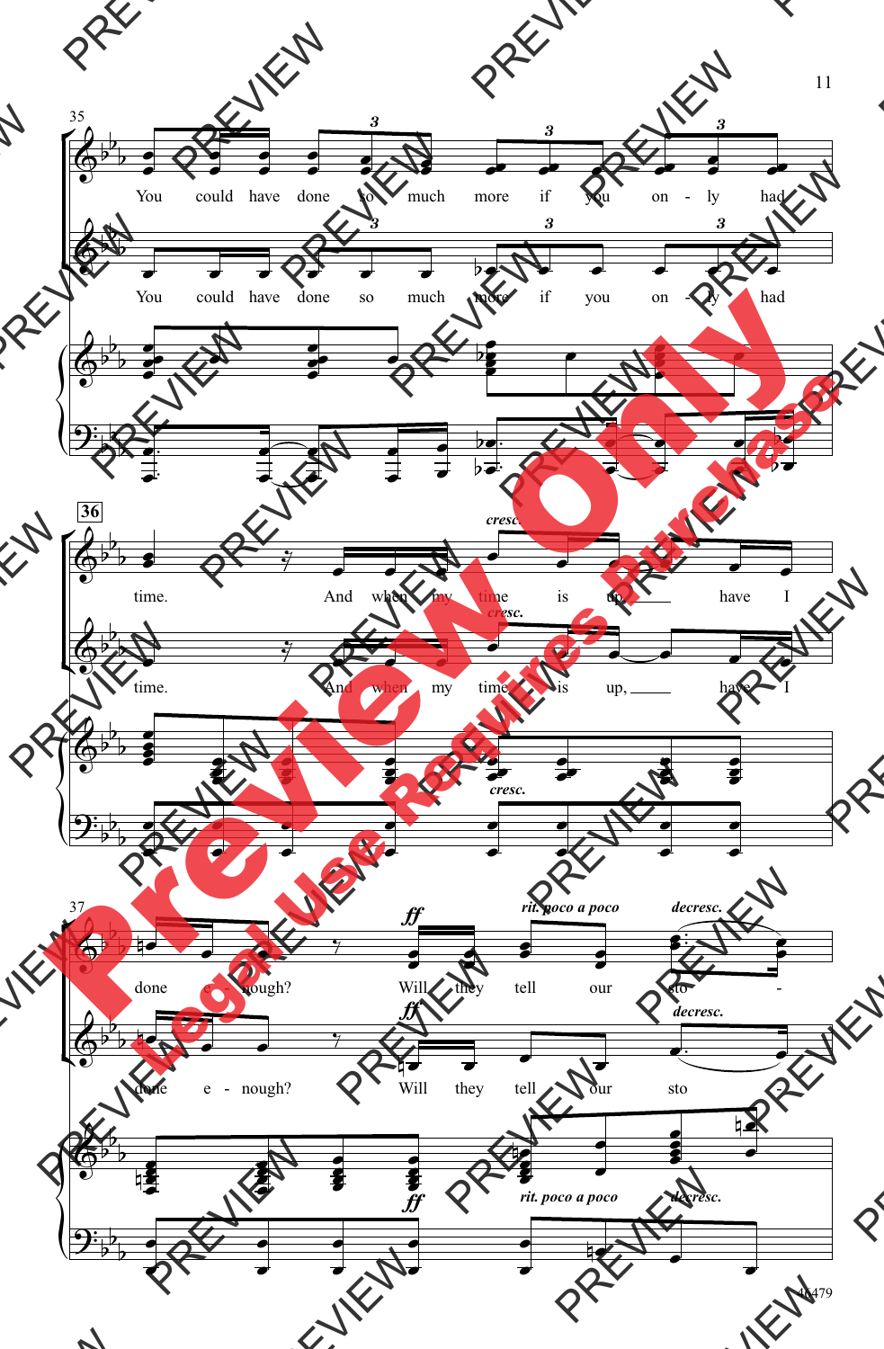35

You could have done so much more if you on - ly had

You could have done so much more if you on - ly had

36

*cresc.*

time. And when my time is up, have I

*cresc.*

time. And when my time is up, have I

*cresc.*

37

*ff* *rit. poco a poco* *decresc.*

done e - nough? Will they tell our sto -

*ff* *decresc.*

done e - nough? Will they tell our sto -

*ff* *rit. poco a poco* *decresc.*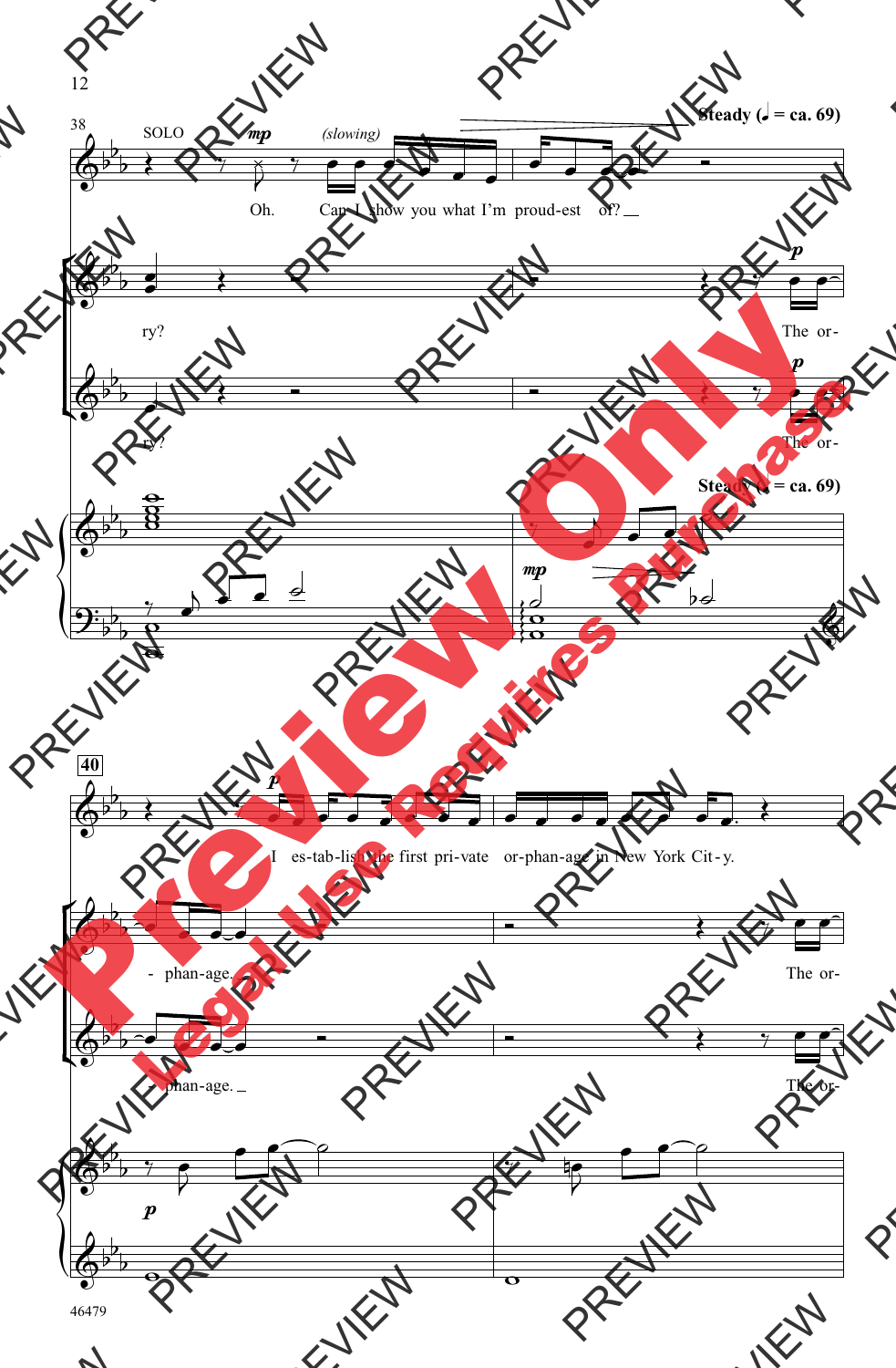38

SOLO

*mp* *(slowing)*

Oh. Can I show you what I'm proud-est of?

**Steady (♩ = ca. 69)**

*p*

ry? The or-

*p*

ry? The or-

**Steady (♩ = ca. 69)**

*mp*

40

*p*

I es-tab-lish the first pri-vate or-phan-age in New York Cit-y.

- phan-age. The or-

- phan-age. The or-

*p*

46479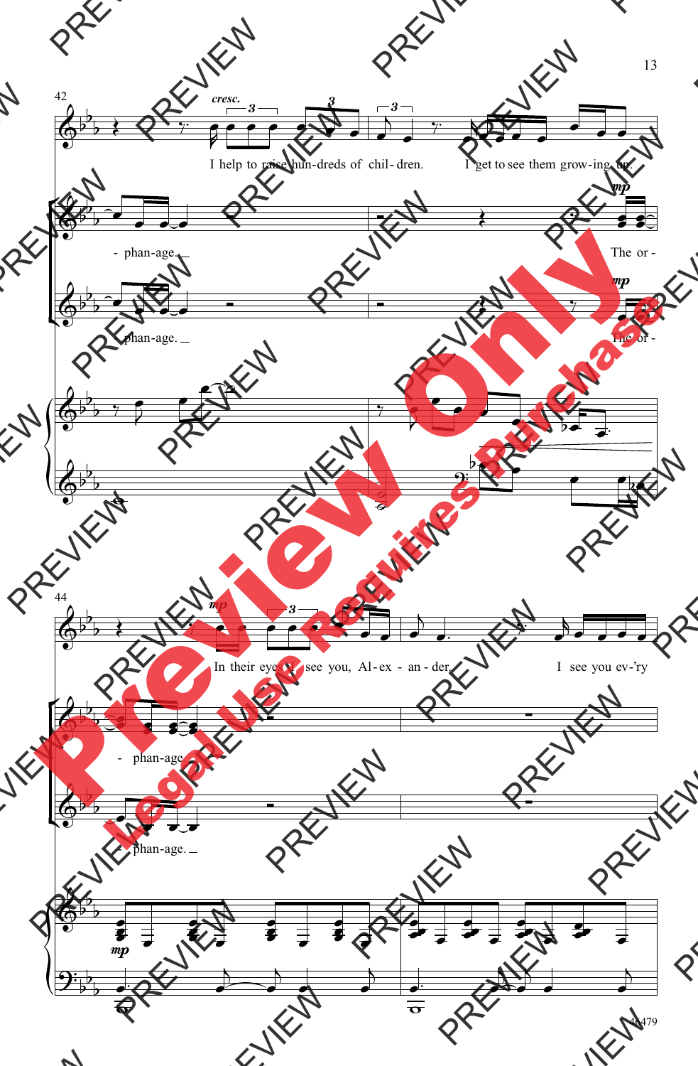42

*cresc.*

I help to raise hun-dreds of chil-dren. I get to see them grow-ing up.

- phan-age. The or -

- phan-age. The or -

44

In their eyes I see you, Al-ex - an - der. I see you ev-'ry

- phan-age.

- phan-age.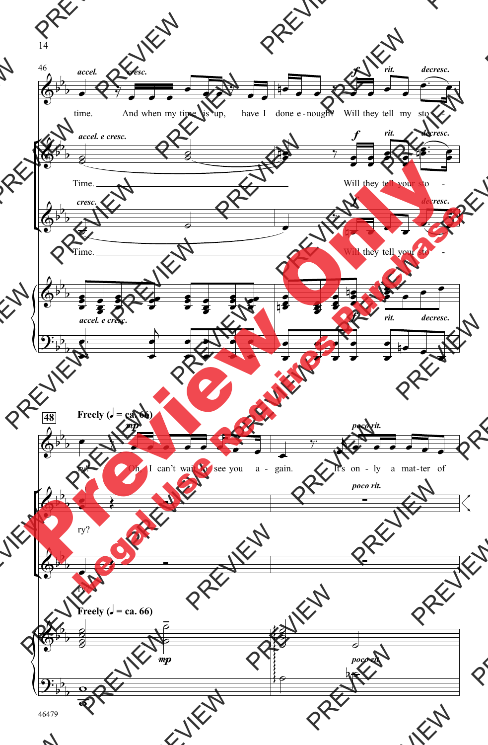**Freely (♩ = ca. 66)**

time. And when my time is up, have I done e-nough? Will they tell my sto - ry? Oh, I can't wait to see you a - gain. It's on - ly a mat - ter of

Time. Will they tell your sto - ry?

Time. Will they tell your sto - ry?

*accel.* *cresc.* *accel. e cresc.* *rit.* *decresc.* *mp* *poco rit.*

46479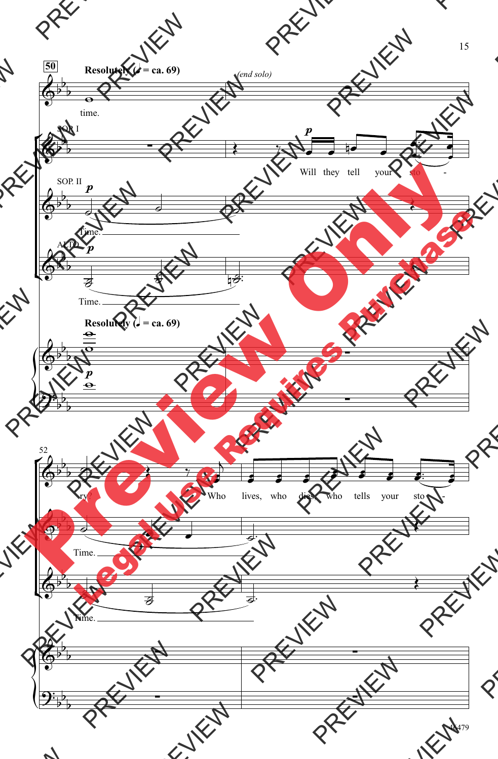**50** **Resolutely** (♩ = ca. 69)

*(end solo)*

time.

SOP. I

*p*

Will they tell your sto -

SOP. II

*p*

Time.

ALTO

*p*

Time.

**Resolutely** (♩ = ca. 69)

*p*

52

ry? Who lives, who dies, who tells your sto -

Time.

Time.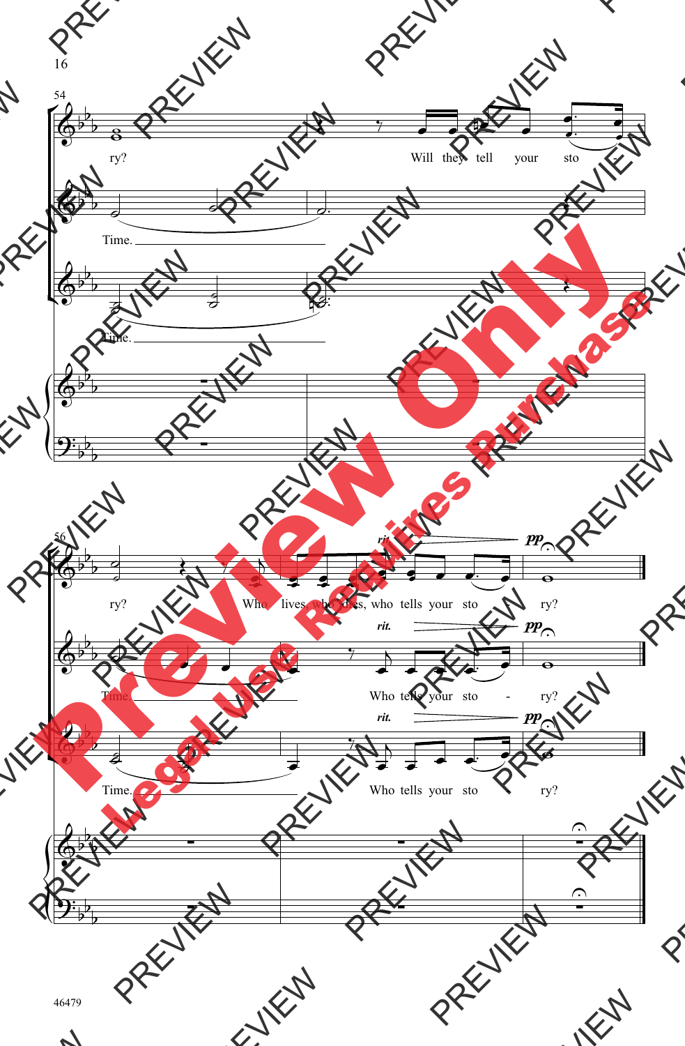54

ry? Will they tell your sto - ry?

Time.

Time.

56

*rit.* *pp*

ry? Who lives, who dies, who tells your sto - ry?

*rit.* *pp*

Time. Who tells your sto - ry?

*rit.* *pp*

Time. Who tells your sto - ry?